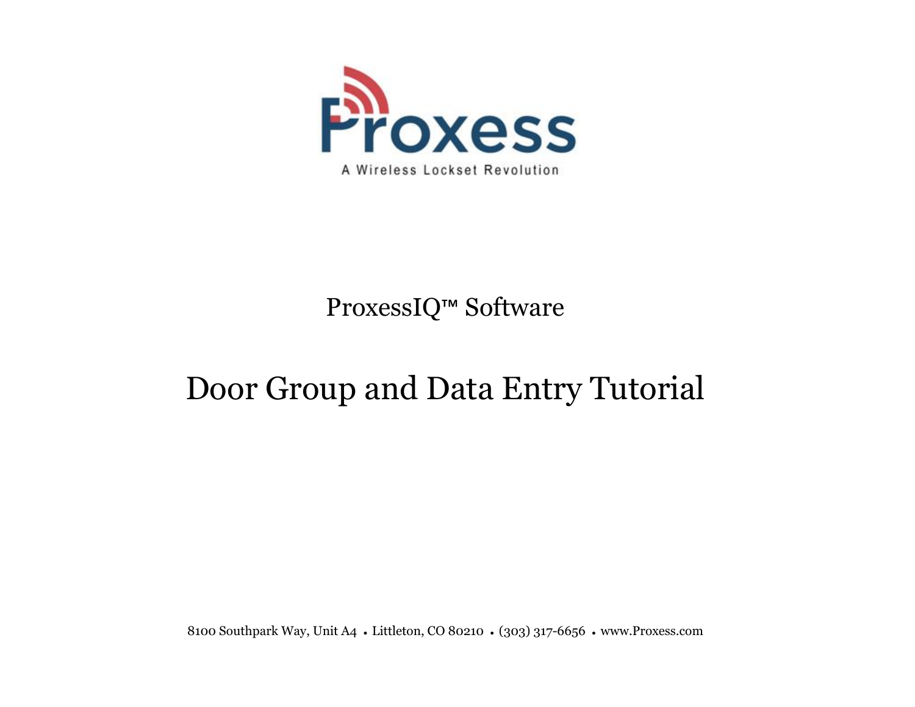Proxess

A Wireless Lockset Revolution

ProxessIQ™ Software

# Door Group and Data Entry Tutorial

8100 Southpark Way, Unit A4 • Littleton, CO 80210 • (303) 317-6656 • www.Proxess.com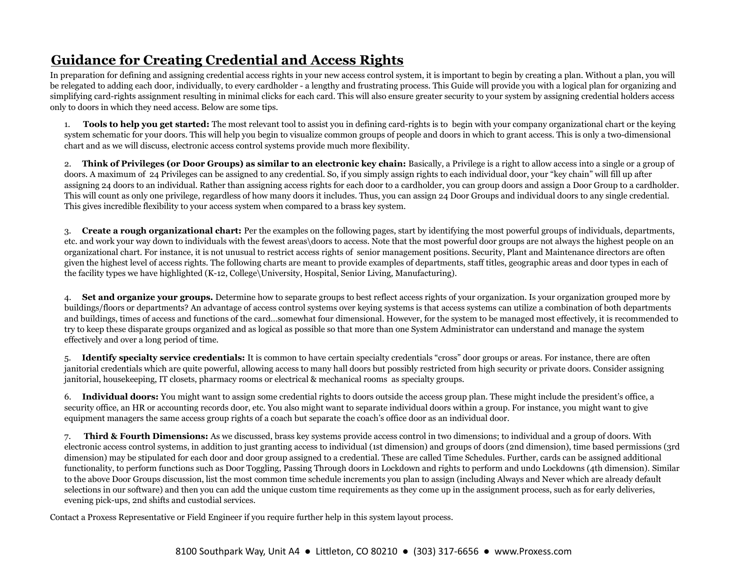# Guidance for Creating Credential and Access Rights

In preparation for defining and assigning credential access rights in your new access control system, it is important to begin by creating a plan. Without a plan, you will be relegated to adding each door, individually, to every cardholder - a lengthy and frustrating process. This Guide will provide you with a logical plan for organizing and simplifying card-rights assignment resulting in minimal clicks for each card. This will also ensure greater security to your system by assigning credential holders access only to doors in which they need access. Below are some tips.

1. **Tools to help you get started:** The most relevant tool to assist you in defining card-rights is to begin with your company organizational chart or the keying system schematic for your doors. This will help you begin to visualize common groups of people and doors in which to grant access. This is only a two-dimensional chart and as we will discuss, electronic access control systems provide much more flexibility.

2. **Think of Privileges (or Door Groups) as similar to an electronic key chain:** Basically, a Privilege is a right to allow access into a single or a group of doors. A maximum of 24 Privileges can be assigned to any credential. So, if you simply assign rights to each individual door, your "key chain" will fill up after assigning 24 doors to an individual. Rather than assigning access rights for each door to a cardholder, you can group doors and assign a Door Group to a cardholder. This will count as only one privilege, regardless of how many doors it includes. Thus, you can assign 24 Door Groups and individual doors to any single credential. This gives incredible flexibility to your access system when compared to a brass key system.

3. **Create a rough organizational chart:** Per the examples on the following pages, start by identifying the most powerful groups of individuals, departments, etc. and work your way down to individuals with the fewest areas\doors to access. Note that the most powerful door groups are not always the highest people on an organizational chart. For instance, it is not unusual to restrict access rights of senior management positions. Security, Plant and Maintenance directors are often given the highest level of access rights. The following charts are meant to provide examples of departments, staff titles, geographic areas and door types in each of the facility types we have highlighted (K-12, College\University, Hospital, Senior Living, Manufacturing).

4. **Set and organize your groups.** Determine how to separate groups to best reflect access rights of your organization. Is your organization grouped more by buildings/floors or departments? An advantage of access control systems over keying systems is that access systems can utilize a combination of both departments and buildings, times of access and functions of the card…somewhat four dimensional. However, for the system to be managed most effectively, it is recommended to try to keep these disparate groups organized and as logical as possible so that more than one System Administrator can understand and manage the system effectively and over a long period of time.

5. **Identify specialty service credentials:** It is common to have certain specialty credentials "cross" door groups or areas. For instance, there are often janitorial credentials which are quite powerful, allowing access to many hall doors but possibly restricted from high security or private doors. Consider assigning janitorial, housekeeping, IT closets, pharmacy rooms or electrical & mechanical rooms as specialty groups.

6. **Individual doors:** You might want to assign some credential rights to doors outside the access group plan. These might include the president's office, a security office, an HR or accounting records door, etc. You also might want to separate individual doors within a group. For instance, you might want to give equipment managers the same access group rights of a coach but separate the coach's office door as an individual door.

7. **Third & Fourth Dimensions:** As we discussed, brass key systems provide access control in two dimensions; to individual and a group of doors. With electronic access control systems, in addition to just granting access to individual (1st dimension) and groups of doors (2nd dimension), time based permissions (3rd dimension) may be stipulated for each door and door group assigned to a credential. These are called Time Schedules. Further, cards can be assigned additional functionality, to perform functions such as Door Toggling, Passing Through doors in Lockdown and rights to perform and undo Lockdowns (4th dimension). Similar to the above Door Groups discussion, list the most common time schedule increments you plan to assign (including Always and Never which are already default selections in our software) and then you can add the unique custom time requirements as they come up in the assignment process, such as for early deliveries, evening pick-ups, 2nd shifts and custodial services.

Contact a Proxess Representative or Field Engineer if you require further help in this system layout process.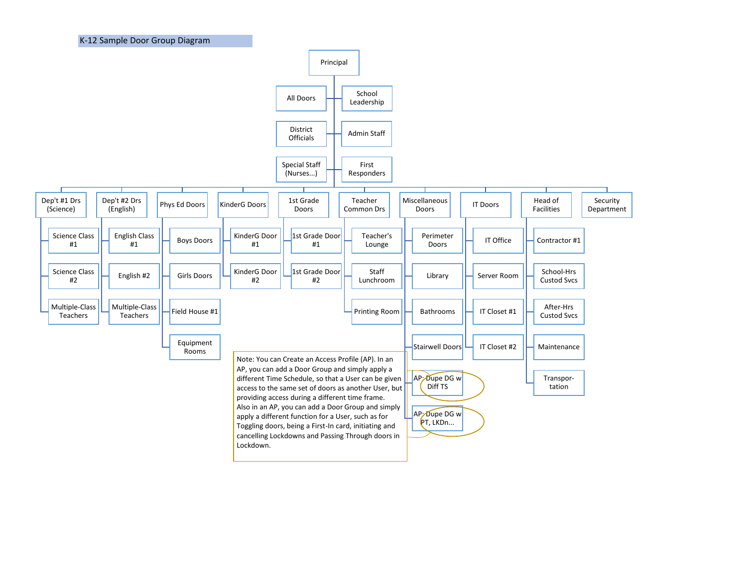# K-12 Sample Door Group Diagram

- **Principal**
  - All Doors
  - School Leadership
  - District Officials
  - Admin Staff
  - Special Staff (Nurses...)
  - First Responders
  - **Dep't #1 Drs (Science)**
    - Science Class #1
    - Science Class #2
    - Multiple-Class Teachers
  - **Dep't #2 Drs (English)**
    - English Class #1
    - English #2
    - Multiple-Class Teachers
  - **Phys Ed Doors**
    - Boys Doors
    - Girls Doors
    - Field House #1
    - Equipment Rooms
  - **KinderG Doors**
    - KinderG Door #1
    - KinderG Door #2
  - **1st Grade Doors**
    - 1st Grade Door #1
    - 1st Grade Door #2
  - **Teacher Common Drs**
    - Teacher's Lounge
    - Staff Lunchroom
    - Printing Room
  - **Miscellaneous Doors**
    - Perimeter Doors
    - Library
    - Bathrooms
    - Stairwell Doors
    - AP: Dupe DG w Diff TS
    - AP: Dupe DG w PT, LKDn...
  - **IT Doors**
    - IT Office
    - Server Room
    - IT Closet #1
    - IT Closet #2
  - **Head of Facilities**
    - Contractor #1
    - School-Hrs Custod Svcs
    - After-Hrs Custod Svcs
    - Maintenance
    - Transpor-tation
  - **Security Department**

Note: You can Create an Access Profile (AP). In an AP, you can add a Door Group and simply apply a different Time Schedule, so that a User can be given access to the same set of doors as another User, but providing access during a different time frame. Also in an AP, you can add a Door Group and simply apply a different function for a User, such as for Toggling doors, being a First-In card, initiating and cancelling Lockdowns and Passing Through doors in Lockdown.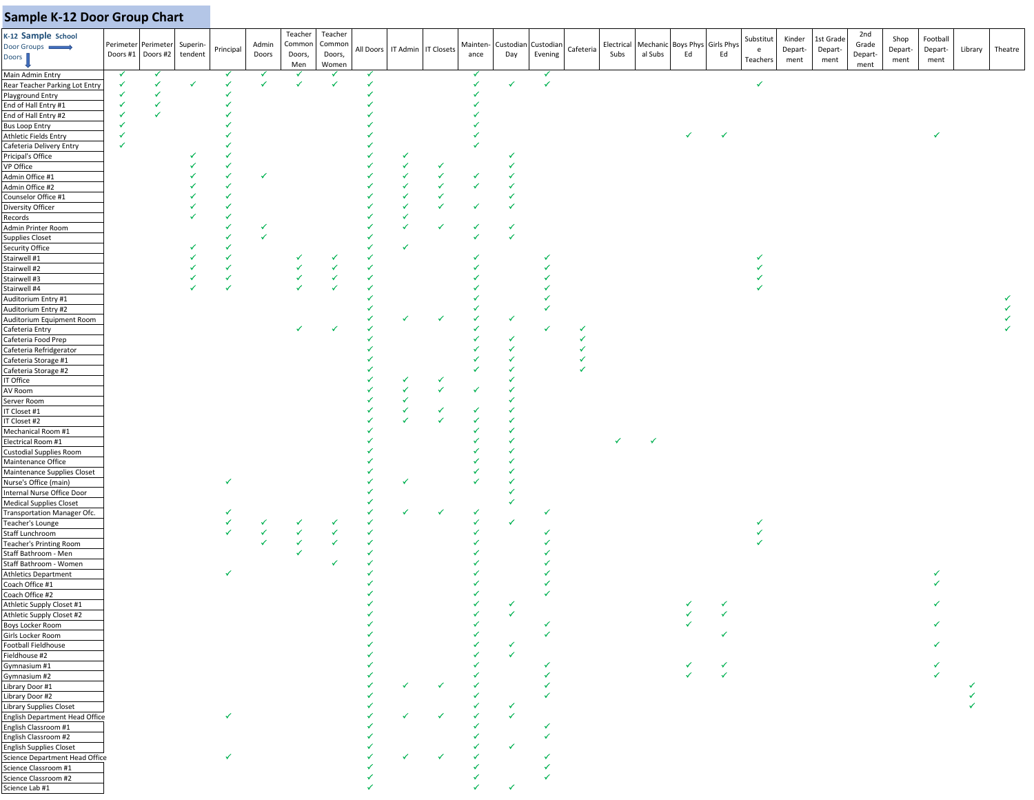# Sample K-12 Door Group Chart

| K-12 Sample School — Door Groups → / Doors ↓ | Perimeter Doors #1 | Perimeter Doors #2 | Superin-tendent | Principal | Admin Doors | Teacher Common Doors, Men | Teacher Common Doors, Women | All Doors | IT Admin | IT Closets | Mainten-ance | Custodian Day | Custodian Evening | Cafeteria | Electrical Subs | Mechanical Subs | Boys Phys Ed | Girls Phys Ed | Substitute Teachers | Kinder Depart-ment | 1st Grade Depart-ment | 2nd Grade Depart-ment | Shop Depart-ment | Football Depart-ment | Library | Theatre |
|---|---|---|---|---|---|---|---|---|---|---|---|---|---|---|---|---|---|---|---|---|---|---|---|---|---|---|
| Main Admin Entry | ✓ | ✓ | | ✓ | ✓ | ✓ | ✓ | ✓ | | | | | ✓ | | | | | | | | | | | | | |
| Rear Teacher Parking Lot Entry | ✓ | ✓ | ✓ | ✓ | ✓ | ✓ | ✓ | ✓ | | | ✓ | ✓ | ✓ | | | | | | ✓ | | | | | | | |
| Playground Entry | ✓ | ✓ | | ✓ | | | | ✓ | | | ✓ | | | | | | | | | | | | | | | |
| End of Hall Entry #1 | ✓ | ✓ | | ✓ | | | | ✓ | | | ✓ | | | | | | | | | | | | | | | |
| End of Hall Entry #2 | ✓ | ✓ | | ✓ | | | | ✓ | | | ✓ | | | | | | | | | | | | | | | |
| Bus Loop Entry | ✓ | | | ✓ | | | | ✓ | | | ✓ | | | | | | | | | | | | | | | |
| Athletic Fields Entry | ✓ | | | ✓ | | | | ✓ | | | ✓ | | | | | | ✓ | ✓ | | | | | | ✓ | | |
| Cafeteria Delivery Entry | ✓ | | | ✓ | | | | ✓ | | | ✓ | | | | | | | | | | | | | | | |
| Pricipal's Office | | | ✓ | ✓ | | | | ✓ | ✓ | | | ✓ | | | | | | | | | | | | | | |
| VP Office | | | ✓ | ✓ | | | | ✓ | ✓ | ✓ | | ✓ | | | | | | | | | | | | | | |
| Admin Office #1 | | | ✓ | ✓ | ✓ | | | ✓ | ✓ | ✓ | ✓ | ✓ | | | | | | | | | | | | | | |
| Admin Office #2 | | | ✓ | ✓ | | | | ✓ | ✓ | ✓ | ✓ | ✓ | | | | | | | | | | | | | | |
| Counselor Office #1 | | | ✓ | ✓ | | | | ✓ | ✓ | ✓ | | ✓ | | | | | | | | | | | | | | |
| Diversity Officer | | | ✓ | ✓ | | | | ✓ | ✓ | ✓ | ✓ | ✓ | | | | | | | | | | | | | | |
| Records | | | ✓ | ✓ | | | | ✓ | ✓ | | | | | | | | | | | | | | | | | |
| Admin Printer Room | | | | ✓ | ✓ | | | ✓ | ✓ | ✓ | ✓ | ✓ | | | | | | | | | | | | | | |
| Supplies Closet | | | | ✓ | ✓ | | | ✓ | | | ✓ | ✓ | | | | | | | | | | | | | | |
| Security Office | | | ✓ | ✓ | | | | ✓ | ✓ | | | | | | | | | | | | | | | | | |
| Stairwell #1 | | | ✓ | ✓ | | ✓ | ✓ | ✓ | | | ✓ | | ✓ | | | | | | ✓ | | | | | | | |
| Stairwell #2 | | | ✓ | ✓ | | ✓ | ✓ | ✓ | | | ✓ | | ✓ | | | | | | ✓ | | | | | | | |
| Stairwell #3 | | | ✓ | ✓ | | ✓ | ✓ | ✓ | | | ✓ | | ✓ | | | | | | ✓ | | | | | | | |
| Stairwell #4 | | | ✓ | ✓ | | ✓ | ✓ | ✓ | | | ✓ | | ✓ | | | | | | ✓ | | | | | | | |
| Auditorium Entry #1 | | | | | | | | ✓ | | | ✓ | | ✓ | | | | | | | | | | | | | ✓ |
| Auditorium Entry #2 | | | | | | | | ✓ | | | ✓ | | ✓ | | | | | | | | | | | | | ✓ |
| Auditorium Equipment Room | | | | | | | | ✓ | ✓ | ✓ | ✓ | ✓ | | | | | | | | | | | | | | ✓ |
| Cafeteria Entry | | | | | | ✓ | ✓ | ✓ | | | ✓ | | ✓ | ✓ | | | | | | | | | | | | ✓ |
| Cafeteria Food Prep | | | | | | | | ✓ | | | ✓ | ✓ | | ✓ | | | | | | | | | | | | |
| Cafeteria Refridgerator | | | | | | | | ✓ | | | ✓ | ✓ | | ✓ | | | | | | | | | | | | |
| Cafeteria Storage #1 | | | | | | | | ✓ | | | ✓ | ✓ | | ✓ | | | | | | | | | | | | |
| Cafeteria Storage #2 | | | | | | | | ✓ | | | ✓ | ✓ | | ✓ | | | | | | | | | | | | |
| IT Office | | | | | | | | ✓ | ✓ | ✓ | | ✓ | | | | | | | | | | | | | | |
| AV Room | | | | | | | | ✓ | ✓ | ✓ | ✓ | ✓ | | | | | | | | | | | | | | |
| Server Room | | | | | | | | ✓ | ✓ | | | ✓ | | | | | | | | | | | | | | |
| IT Closet #1 | | | | | | | | ✓ | ✓ | ✓ | ✓ | ✓ | | | | | | | | | | | | | | |
| IT Closet #2 | | | | | | | | ✓ | ✓ | ✓ | ✓ | ✓ | | | | | | | | | | | | | | |
| Mechanical Room #1 | | | | | | | | ✓ | | | ✓ | ✓ | | | | | | | | | | | | | | |
| Electrical Room #1 | | | | | | | | ✓ | | | ✓ | ✓ | | | ✓ | ✓ | | | | | | | | | | |
| Custodial Supplies Room | | | | | | | | ✓ | | | ✓ | ✓ | | | | | | | | | | | | | | |
| Maintenance Office | | | | | | | | ✓ | | | ✓ | ✓ | | | | | | | | | | | | | | |
| Maintenance Supplies Closet | | | | | | | | ✓ | | | ✓ | ✓ | | | | | | | | | | | | | | |
| Nurse's Office (main) | | | | ✓ | | | | ✓ | ✓ | | ✓ | ✓ | | | | | | | | | | | | | | |
| Internal Nurse Office Door | | | | | | | | ✓ | | | | ✓ | | | | | | | | | | | | | | |
| Medical Supplies Closet | | | | | | | | ✓ | | | | ✓ | | | | | | | | | | | | | | |
| Transportation Manager Ofc. | | | | ✓ | | | | ✓ | ✓ | ✓ | ✓ | | ✓ | | | | | | | | | | | | | |
| Teacher's Lounge | | | | ✓ | ✓ | ✓ | ✓ | ✓ | | | ✓ | ✓ | | | | | | | ✓ | | | | | | | |
| Staff Lunchroom | | | | ✓ | ✓ | ✓ | ✓ | ✓ | | | ✓ | | ✓ | | | | | | ✓ | | | | | | | |
| Teacher's Printing Room | | | | | ✓ | ✓ | ✓ | ✓ | | | ✓ | | ✓ | | | | | | ✓ | | | | | | | |
| Staff Bathroom - Men | | | | | | ✓ | | ✓ | | | ✓ | | ✓ | | | | | | | | | | | | | |
| Staff Bathroom - Women | | | | | | | ✓ | ✓ | | | ✓ | | ✓ | | | | | | | | | | | | | |
| Athletics Department | | | | ✓ | | | | ✓ | | | ✓ | | ✓ | | | | | | | | | | | ✓ | | |
| Coach Office #1 | | | | | | | | ✓ | | | ✓ | | ✓ | | | | | | | | | | | ✓ | | |
| Coach Office #2 | | | | | | | | ✓ | | | ✓ | | ✓ | | | | | | | | | | | | | |
| Athletic Supply Closet #1 | | | | | | | | ✓ | | | ✓ | ✓ | | | | | ✓ | ✓ | | | | | | ✓ | | |
| Athletic Supply Closet #2 | | | | | | | | ✓ | | | ✓ | ✓ | | | | | ✓ | ✓ | | | | | | | | |
| Boys Locker Room | | | | | | | | ✓ | | | ✓ | | ✓ | | | | ✓ | | | | | | | ✓ | | |
| Girls Locker Room | | | | | | | | ✓ | | | ✓ | | ✓ | | | | | ✓ | | | | | | | | |
| Football Fieldhouse | | | | | | | | ✓ | | | ✓ | ✓ | | | | | | | | | | | | ✓ | | |
| Fieldhouse #2 | | | | | | | | ✓ | | | ✓ | ✓ | | | | | | | | | | | | | | |
| Gymnasium #1 | | | | | | | | ✓ | | | ✓ | | ✓ | | | | ✓ | ✓ | | | | | | ✓ | | |
| Gymnasium #2 | | | | | | | | ✓ | | | ✓ | | ✓ | | | | ✓ | ✓ | | | | | | ✓ | | |
| Library Door #1 | | | | | | | | ✓ | ✓ | ✓ | ✓ | | ✓ | | | | | | | | | | | | ✓ | |
| Library Door #2 | | | | | | | | ✓ | | | ✓ | | ✓ | | | | | | | | | | | | ✓ | |
| Library Supplies Closet | | | | | | | | ✓ | | | ✓ | ✓ | | | | | | | | | | | | | ✓ | |
| English Department Head Office | | | | ✓ | | | | ✓ | ✓ | ✓ | ✓ | ✓ | | | | | | | | | | | | | | |
| English Classroom #1 | | | | | | | | ✓ | | | ✓ | | ✓ | | | | | | | | | | | | | |
| English Classroom #2 | | | | | | | | ✓ | | | ✓ | | ✓ | | | | | | | | | | | | | |
| English Supplies Closet | | | | | | | | ✓ | | | ✓ | ✓ | | | | | | | | | | | | | | |
| Science Department Head Office | | | | ✓ | | | | ✓ | ✓ | ✓ | ✓ | | ✓ | | | | | | | | | | | | | |
| Science Classroom #1 | | | | | | | | ✓ | | | ✓ | | ✓ | | | | | | | | | | | | | |
| Science Classroom #2 | | | | | | | | ✓ | | | ✓ | | ✓ | | | | | | | | | | | | | |
| Science Lab #1 | | | | | | | | ✓ | | | ✓ | ✓ | | | | | | | | | | | | | | |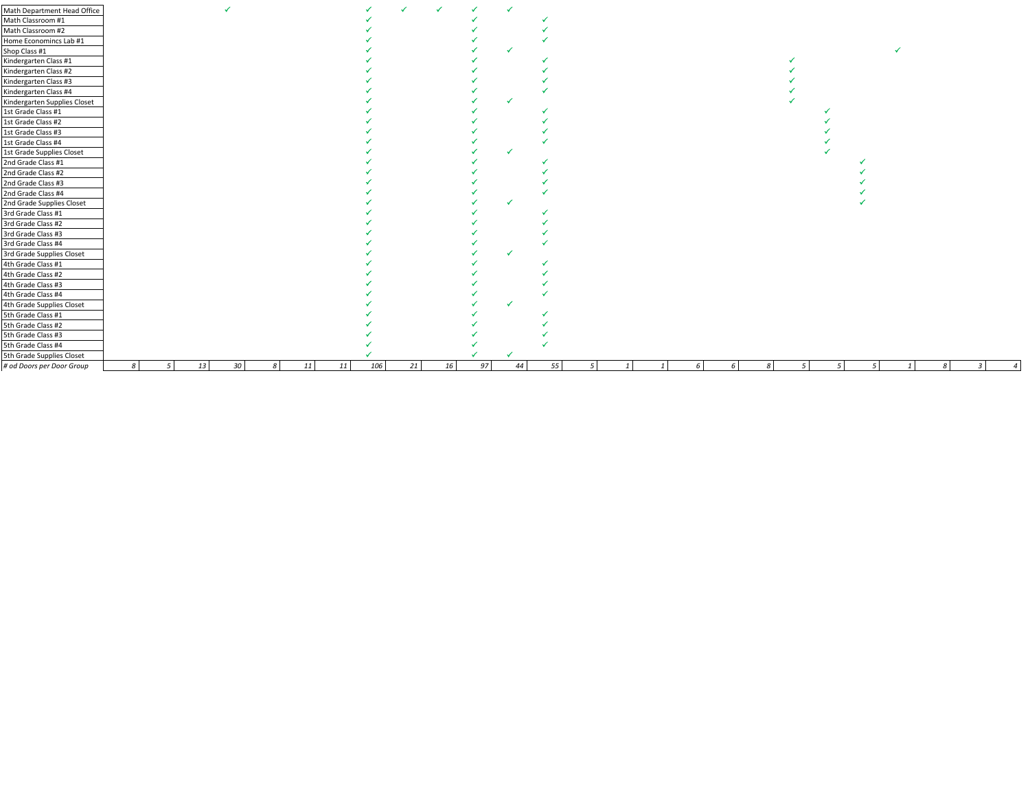| | | | | | | | | | | | | | | | | | | | | | | | | | | |
|---|---|---|---|---|---|---|---|---|---|---|---|---|---|---|---|---|---|---|---|---|---|---|---|---|---|---|
| Math Department Head Office | | | | ✓ | | | | ✓ | ✓ | ✓ | ✓ | ✓ | | | | | | | | | | | | | | |
| Math Classroom #1 | | | | | | | | ✓ | | | ✓ | | ✓ | | | | | | | | | | | | | |
| Math Classroom #2 | | | | | | | | ✓ | | | ✓ | | ✓ | | | | | | | | | | | | | |
| Home Economincs Lab #1 | | | | | | | | ✓ | | | ✓ | | ✓ | | | | | | | | | | | | | |
| Shop Class #1 | | | | | | | | ✓ | | | ✓ | ✓ | | | | | | | | | | | ✓ | | | |
| Kindergarten Class #1 | | | | | | | | ✓ | | | ✓ | | ✓ | | | | | | | ✓ | | | | | | |
| Kindergarten Class #2 | | | | | | | | ✓ | | | ✓ | | ✓ | | | | | | | ✓ | | | | | | |
| Kindergarten Class #3 | | | | | | | | ✓ | | | ✓ | | ✓ | | | | | | | ✓ | | | | | | |
| Kindergarten Class #4 | | | | | | | | ✓ | | | ✓ | | ✓ | | | | | | | ✓ | | | | | | |
| Kindergarten Supplies Closet | | | | | | | | ✓ | | | ✓ | ✓ | | | | | | | | ✓ | | | | | | |
| 1st Grade Class #1 | | | | | | | | ✓ | | | ✓ | | ✓ | | | | | | | | ✓ | | | | | |
| 1st Grade Class #2 | | | | | | | | ✓ | | | ✓ | | ✓ | | | | | | | | ✓ | | | | | |
| 1st Grade Class #3 | | | | | | | | ✓ | | | ✓ | | ✓ | | | | | | | | ✓ | | | | | |
| 1st Grade Class #4 | | | | | | | | ✓ | | | ✓ | | ✓ | | | | | | | | ✓ | | | | | |
| 1st Grade Supplies Closet | | | | | | | | ✓ | | | ✓ | ✓ | | | | | | | | | ✓ | | | | | |
| 2nd Grade Class #1 | | | | | | | | ✓ | | | ✓ | | ✓ | | | | | | | | | ✓ | | | | |
| 2nd Grade Class #2 | | | | | | | | ✓ | | | ✓ | | ✓ | | | | | | | | | ✓ | | | | |
| 2nd Grade Class #3 | | | | | | | | ✓ | | | ✓ | | ✓ | | | | | | | | | ✓ | | | | |
| 2nd Grade Class #4 | | | | | | | | ✓ | | | ✓ | | ✓ | | | | | | | | | ✓ | | | | |
| 2nd Grade Supplies Closet | | | | | | | | ✓ | | | ✓ | ✓ | | | | | | | | | | ✓ | | | | |
| 3rd Grade Class #1 | | | | | | | | ✓ | | | ✓ | | ✓ | | | | | | | | | | | | | |
| 3rd Grade Class #2 | | | | | | | | ✓ | | | ✓ | | ✓ | | | | | | | | | | | | | |
| 3rd Grade Class #3 | | | | | | | | ✓ | | | ✓ | | ✓ | | | | | | | | | | | | | |
| 3rd Grade Class #4 | | | | | | | | ✓ | | | ✓ | | ✓ | | | | | | | | | | | | | |
| 3rd Grade Supplies Closet | | | | | | | | ✓ | | | ✓ | ✓ | | | | | | | | | | | | | | |
| 4th Grade Class #1 | | | | | | | | ✓ | | | ✓ | | ✓ | | | | | | | | | | | | | |
| 4th Grade Class #2 | | | | | | | | ✓ | | | ✓ | | ✓ | | | | | | | | | | | | | |
| 4th Grade Class #3 | | | | | | | | ✓ | | | ✓ | | ✓ | | | | | | | | | | | | | |
| 4th Grade Class #4 | | | | | | | | ✓ | | | ✓ | | ✓ | | | | | | | | | | | | | |
| 4th Grade Supplies Closet | | | | | | | | ✓ | | | ✓ | ✓ | | | | | | | | | | | | | | |
| 5th Grade Class #1 | | | | | | | | ✓ | | | ✓ | | ✓ | | | | | | | | | | | | | |
| 5th Grade Class #2 | | | | | | | | ✓ | | | ✓ | | ✓ | | | | | | | | | | | | | |
| 5th Grade Class #3 | | | | | | | | ✓ | | | ✓ | | ✓ | | | | | | | | | | | | | |
| 5th Grade Class #4 | | | | | | | | ✓ | | | ✓ | | ✓ | | | | | | | | | | | | | |
| 5th Grade Supplies Closet | | | | | | | | ✓ | | | ✓ | ✓ | | | | | | | | | | | | | | |
| *# od Doors per Door Group* | *8* | *5* | *13* | *30* | *8* | *11* | *11* | *106* | *21* | *16* | *97* | *44* | *55* | *5* | *1* | *1* | *6* | *6* | *8* | *5* | *5* | *5* | *1* | *8* | *3* | *4* |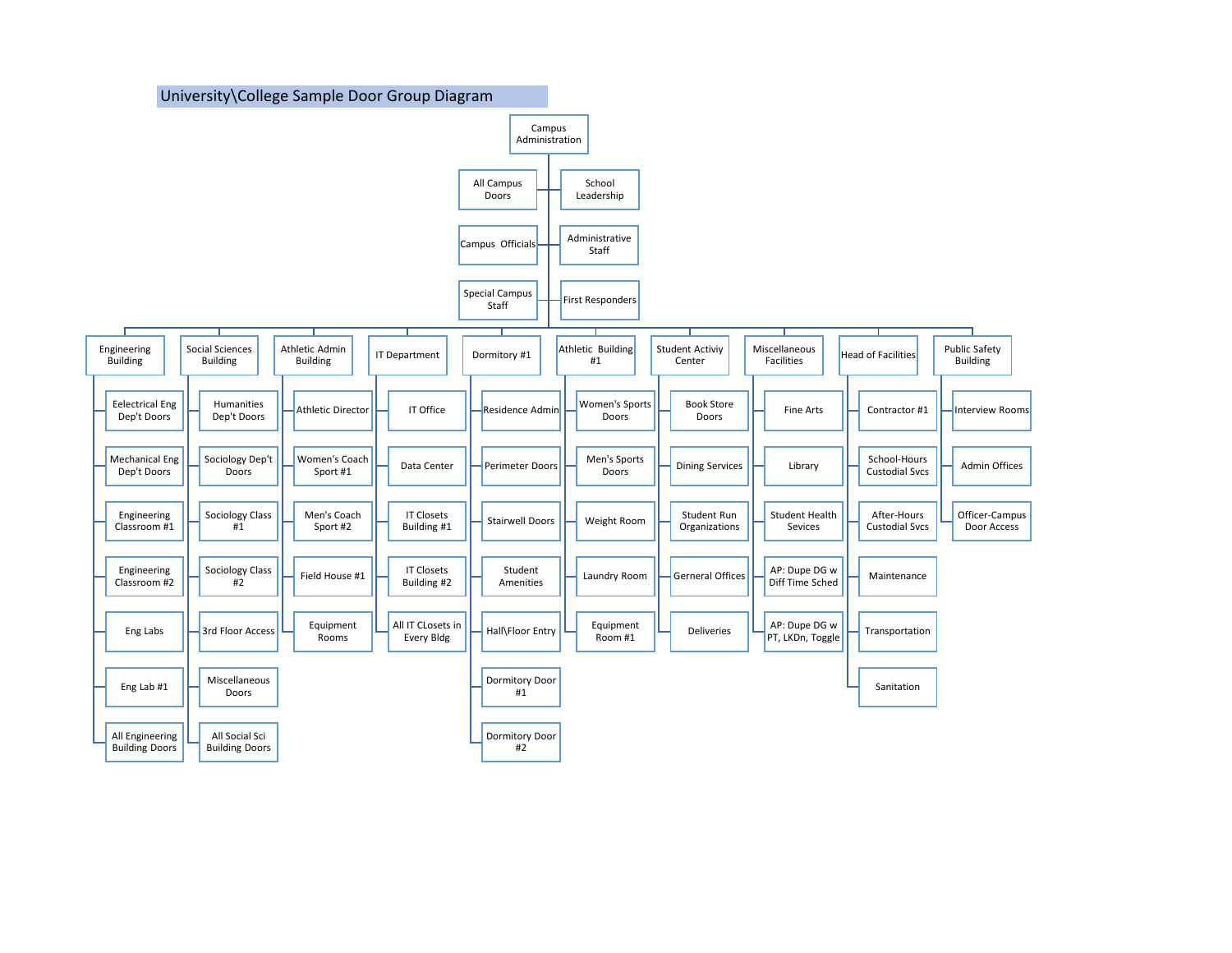# University\College Sample Door Group Diagram

- **Campus Administration**
  - All Campus Doors
  - School Leadership
  - Campus Officials
  - Administrative Staff
  - Special Campus Staff
  - First Responders
  - **Engineering Building**
    - Eelectrical Eng Dep't Doors
    - Mechanical Eng Dep't Doors
    - Engineering Classroom #1
    - Engineering Classroom #2
    - Eng Labs
    - Eng Lab #1
    - All Engineering Building Doors
  - **Social Sciences Building**
    - Humanities Dep't Doors
    - Sociology Dep't Doors
    - Sociology Class #1
    - Sociology Class #2
    - 3rd Floor Access
    - Miscellaneous Doors
    - All Social Sci Building Doors
  - **Athletic Admin Building**
    - Athletic Director
    - Women's Coach Sport #1
    - Men's Coach Sport #2
    - Field House #1
    - Equipment Rooms
  - **IT Department**
    - IT Office
    - Data Center
    - IT Closets Building #1
    - IT Closets Building #2
    - All IT CLosets in Every Bldg
  - **Dormitory #1**
    - Residence Admin
    - Perimeter Doors
    - Stairwell Doors
    - Student Amenities
    - Hall\Floor Entry
    - Dormitory Door #1
    - Dormitory Door #2
  - **Athletic Building #1**
    - Women's Sports Doors
    - Men's Sports Doors
    - Weight Room
    - Laundry Room
    - Equipment Room #1
  - **Student Activiy Center**
    - Book Store Doors
    - Dining Services
    - Student Run Organizations
    - Gerneral Offices
    - Deliveries
  - **Misscellaneous Facilities**
    - Fine Arts
    - Library
    - Student Health Sevices
    - AP: Dupe DG w Diff Time Sched
    - AP: Dupe DG w PT, LKDn, Toggle
  - **Head of Facilities**
    - Contractor #1
    - School-Hours Custodial Svcs
    - After-Hours Custodial Svcs
    - Maintenance
    - Transportation
    - Sanitation
  - **Public Safety Building**
    - Interview Rooms
    - Admin Offices
    - Officer-Campus Door Access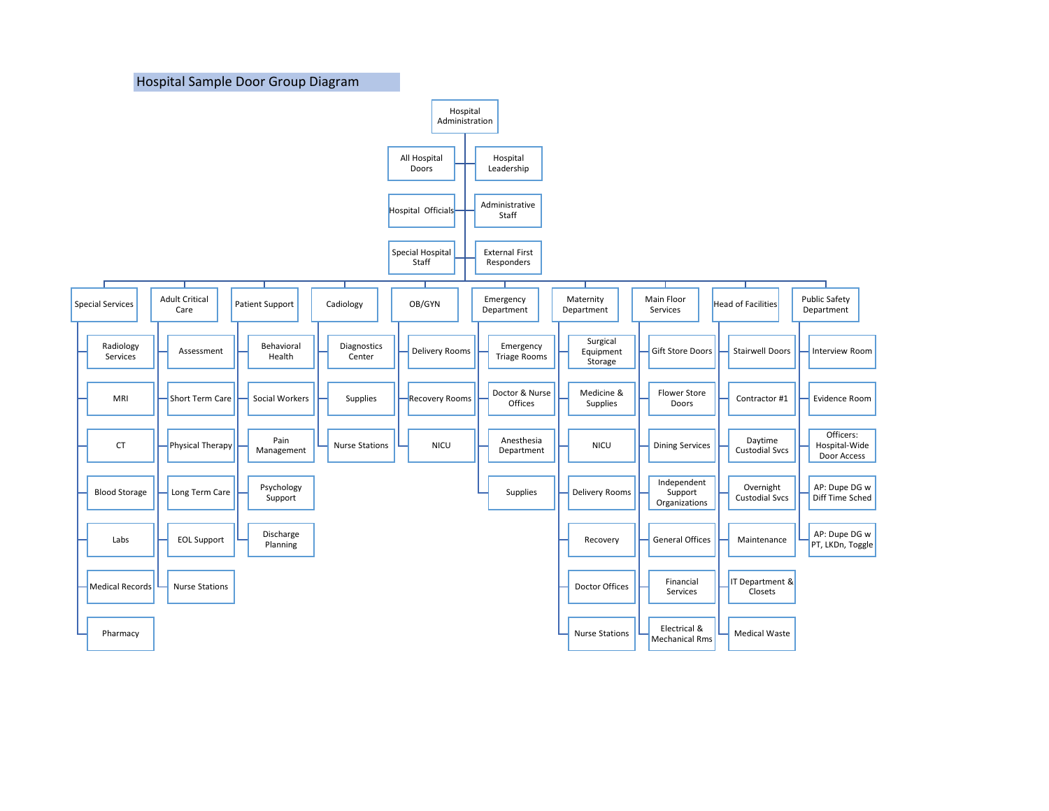# Hospital Sample Door Group Diagram

- **Hospital Administration**
  - All Hospital Doors
  - Hospital Leadership
  - Hospital Officials
  - Administrative Staff
  - Special Hospital Staff
  - External First Responders
  - **Special Services**
    - Radiology Services
    - MRI
    - CT
    - Blood Storage
    - Labs
    - Medical Records
    - Pharmacy
  - **Adult Critical Care**
    - Assessment
    - Short Term Care
    - Physical Therapy
    - Long Term Care
    - EOL Support
    - Nurse Stations
  - **Patient Support**
    - Behavioral Health
    - Social Workers
    - Pain Management
    - Psychology Support
    - Discharge Planning
  - **Cadiology**
    - Diagnostics Center
    - Supplies
    - Nurse Stations
  - **OB/GYN**
    - Delivery Rooms
    - Recovery Rooms
    - NICU
  - **Emergency Department**
    - Emergency Triage Rooms
    - Doctor & Nurse Offices
    - Anesthesia Department
    - Supplies
  - **Maternity Department**
    - Surgical Equipment Storage
    - Medicine & Supplies
    - NICU
    - Delivery Rooms
    - Recovery
    - Doctor Offices
    - Nurse Stations
  - **Main Floor Services**
    - Gift Store Doors
    - Flower Store Doors
    - Dining Services
    - Independent Support Organizations
    - General Offices
    - Financial Services
    - Electrical & Mechanical Rms
  - **Head of Facilities**
    - Stairwell Doors
    - Contractor #1
    - Daytime Custodial Svcs
    - Overnight Custodial Svcs
    - Maintenance
    - IT Department & Closets
    - Medical Waste
  - **Public Safety Department**
    - Interview Room
    - Evidence Room
    - Officers: Hospital-Wide Door Access
    - AP: Dupe DG w Diff Time Sched
    - AP: Dupe DG w PT, LKDn, Toggle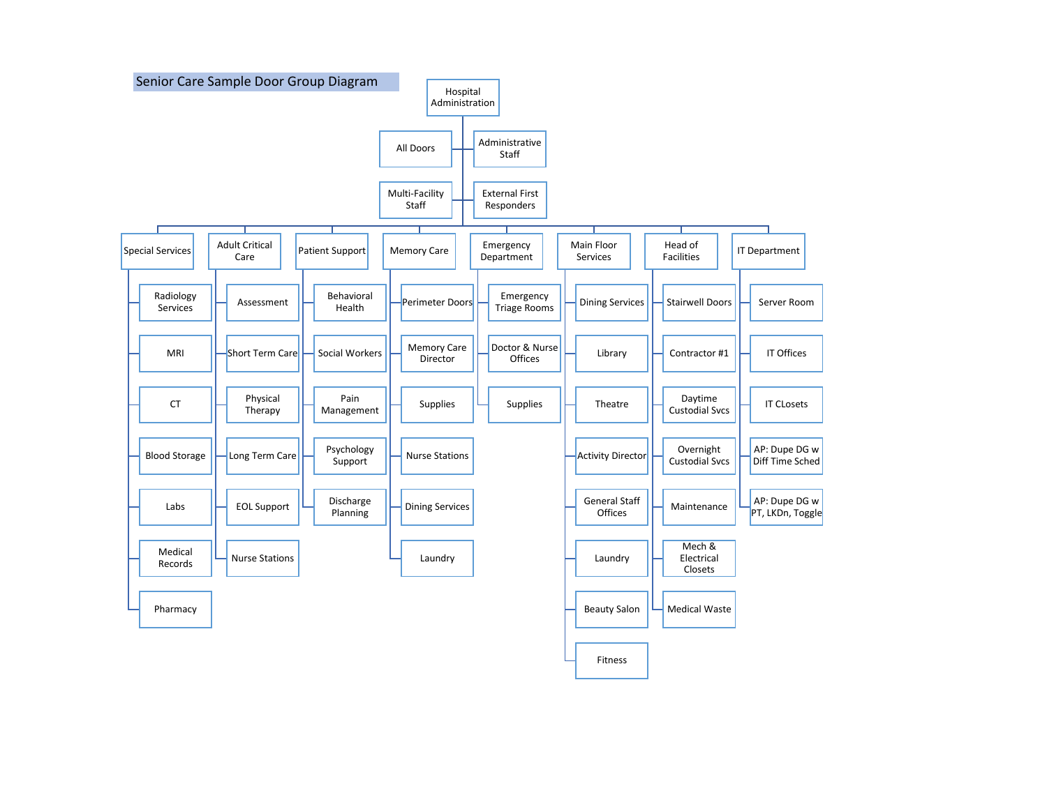## Senior Care Sample Door Group Diagram

- Hospital Administration
  - All Doors
  - Administrative Staff
  - Multi-Facility Staff
  - External First Responders
  - Special Services
    - Radiology Services
    - MRI
    - CT
    - Blood Storage
    - Labs
    - Medical Records
    - Pharmacy
  - Adult Critical Care
    - Assessment
    - Short Term Care
    - Physical Therapy
    - Long Term Care
    - EOL Support
    - Nurse Stations
  - Patient Support
    - Behavioral Health
    - Social Workers
    - Pain Management
    - Psychology Support
    - Discharge Planning
  - Memory Care
    - Perimeter Doors
    - Memory Care Director
    - Supplies
    - Nurse Stations
    - Dining Services
    - Laundry
  - Emergency Department
    - Emergency Triage Rooms
    - Doctor & Nurse Offices
    - Supplies
  - Main Floor Services
    - Dining Services
    - Library
    - Theatre
    - Activity Director
    - General Staff Offices
    - Laundry
    - Beauty Salon
    - Fitness
  - Head of Facilities
    - Stairwell Doors
    - Contractor #1
    - Daytime Custodial Svcs
    - Overnight Custodial Svcs
    - Maintenance
    - Mech & Electrical Closets
    - Medical Waste
  - IT Department
    - Server Room
    - IT Offices
    - IT CLosets
    - AP: Dupe DG w Diff Time Sched
    - AP: Dupe DG w PT, LKDn, Toggle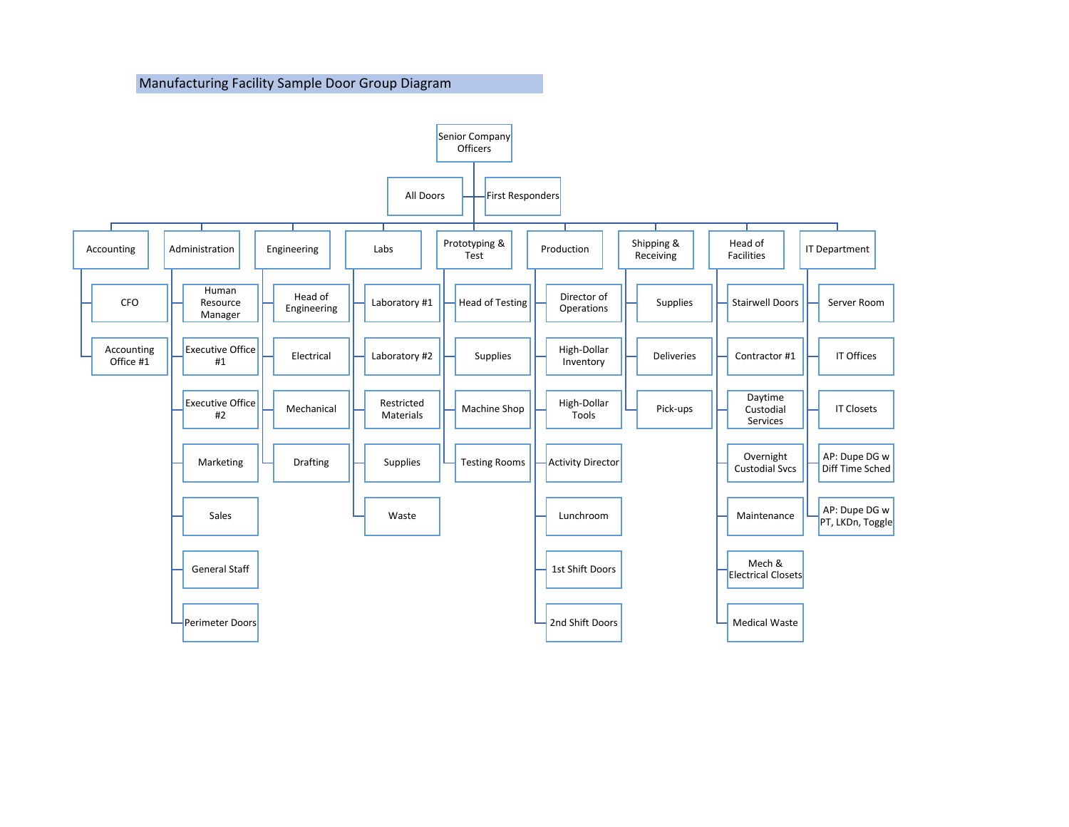# Manufacturing Facility Sample Door Group Diagram

- **Senior Company Officers**
  - All Doors
  - First Responders
  - **Accounting**
    - CFO
    - Accounting Office #1
  - **Administration**
    - Human Resource Manager
    - Executive Office #1
    - Executive Office #2
    - Marketing
    - Sales
    - General Staff
    - Perimeter Doors
  - **Engineering**
    - Head of Engineering
    - Electrical
    - Mechanical
    - Drafting
  - **Labs**
    - Laboratory #1
    - Laboratory #2
    - Restricted Materials
    - Supplies
    - Waste
  - **Prototyping & Test**
    - Head of Testing
    - Supplies
    - Machine Shop
    - Testing Rooms
  - **Production**
    - Director of Operations
    - High-Dollar Inventory
    - High-Dollar Tools
    - Activity Director
    - Lunchroom
    - 1st Shift Doors
    - 2nd Shift Doors
  - **Shipping & Receiving**
    - Supplies
    - Deliveries
    - Pick-ups
  - **Head of Facilities**
    - Stairwell Doors
    - Contractor #1
    - Daytime Custodial Services
    - Overnight Custodial Svcs
    - Maintenance
    - Mech & Electrical Closets
    - Medical Waste
  - **IT Department**
    - Server Room
    - IT Offices
    - IT Closets
    - AP: Dupe DG w Diff Time Sched
    - AP: Dupe DG w PT, LKDn, Toggle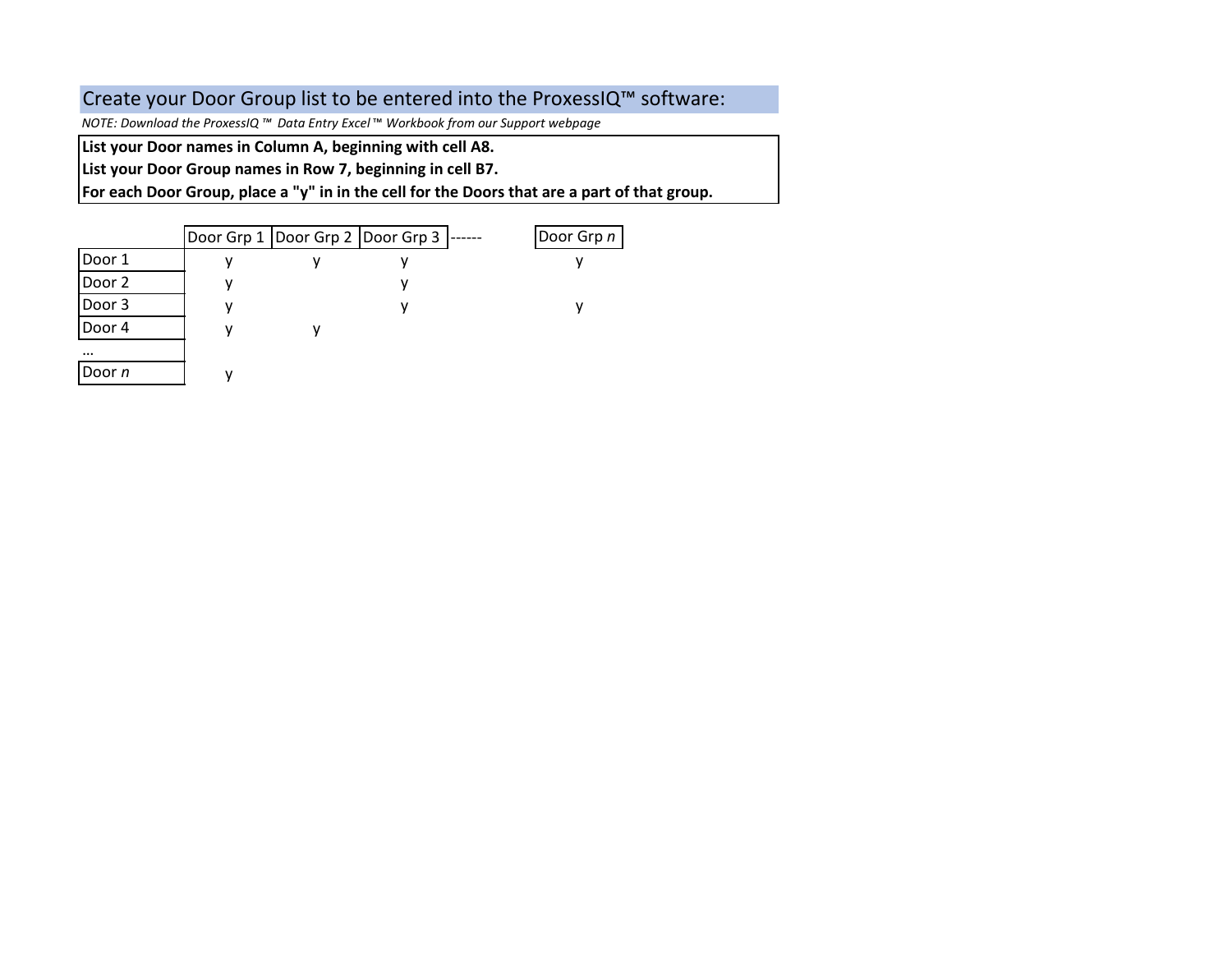# Create your Door Group list to be entered into the ProxessIQ™ software:

*NOTE: Download the ProxessIQ ™ Data Entry Excel™ Workbook from our Support webpage*

**List your Door names in Column A, beginning with cell A8.**
**List your Door Group names in Row 7, beginning in cell B7.**
**For each Door Group, place a "y" in in the cell for the Doors that are a part of that group.**

| | Door Grp 1 | Door Grp 2 | Door Grp 3 | ------ | Door Grp *n* |
|---|---|---|---|---|---|
| Door 1 | y | y | y | | y |
| Door 2 | y | | y | | |
| Door 3 | y | | y | | y |
| Door 4 | y | y | | | |
| ... | | | | | |
| Door *n* | y | | | | |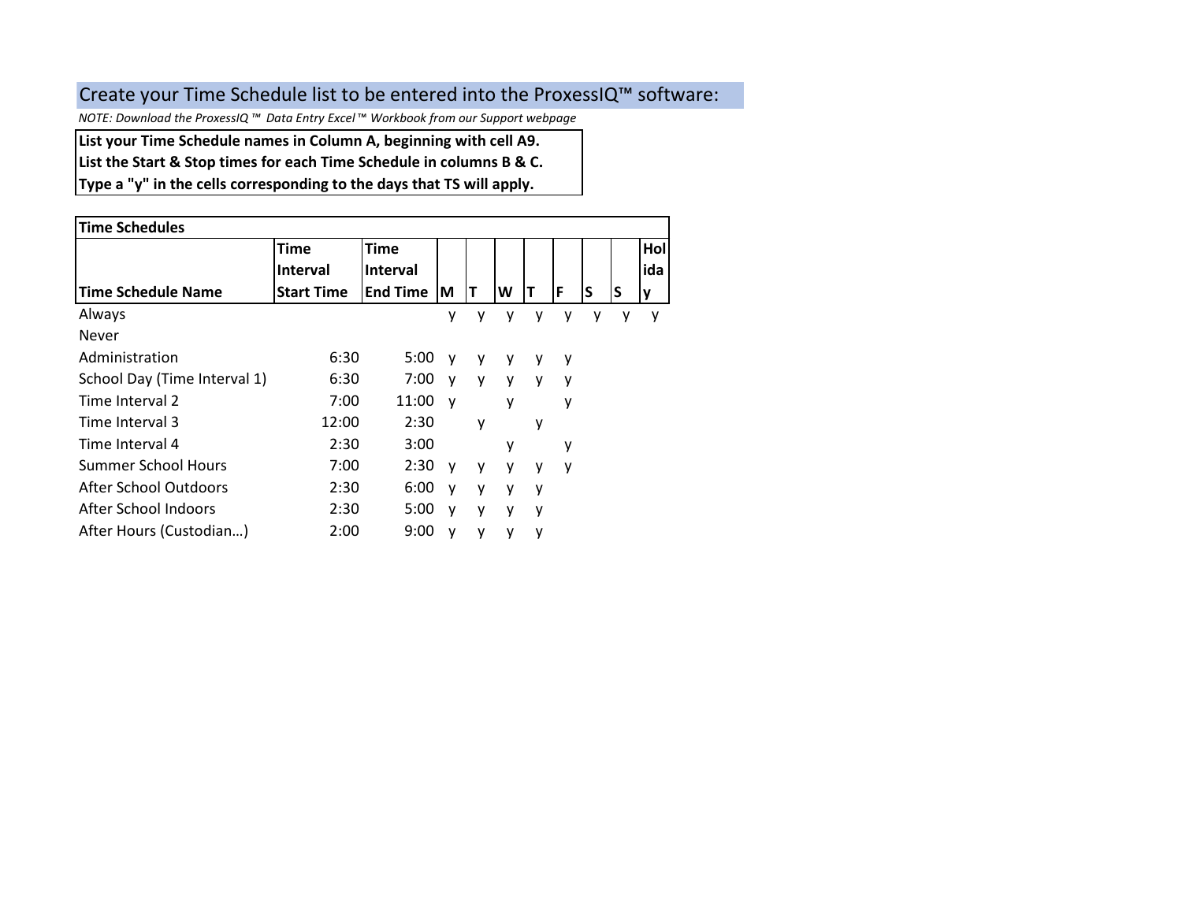## Create your Time Schedule list to be entered into the ProxessIQ™ software:

*NOTE: Download the ProxessIQ ™ Data Entry Excel™ Workbook from our Support webpage*

**List your Time Schedule names in Column A, beginning with cell A9.**
**List the Start & Stop times for each Time Schedule in columns B & C.**
**Type a "y" in the cells corresponding to the days that TS will apply.**

**Time Schedules**

| Time Schedule Name | Time Interval Start Time | Time Interval End Time | M | T | W | T | F | S | S | Holiday |
|---|---|---|---|---|---|---|---|---|---|---|
| Always | | | y | y | y | y | y | y | y | y |
| Never | | | | | | | | | | |
| Administration | 6:30 | 5:00 | y | y | y | y | y | | | |
| School Day (Time Interval 1) | 6:30 | 7:00 | y | y | y | y | y | | | |
| Time Interval 2 | 7:00 | 11:00 | y | | y | | y | | | |
| Time Interval 3 | 12:00 | 2:30 | | y | | y | | | | |
| Time Interval 4 | 2:30 | 3:00 | | | y | | y | | | |
| Summer School Hours | 7:00 | 2:30 | y | y | y | y | y | | | |
| After School Outdoors | 2:30 | 6:00 | y | y | y | y | | | | |
| After School Indoors | 2:30 | 5:00 | y | y | y | y | | | | |
| After Hours (Custodian…) | 2:00 | 9:00 | y | y | y | y | | | | |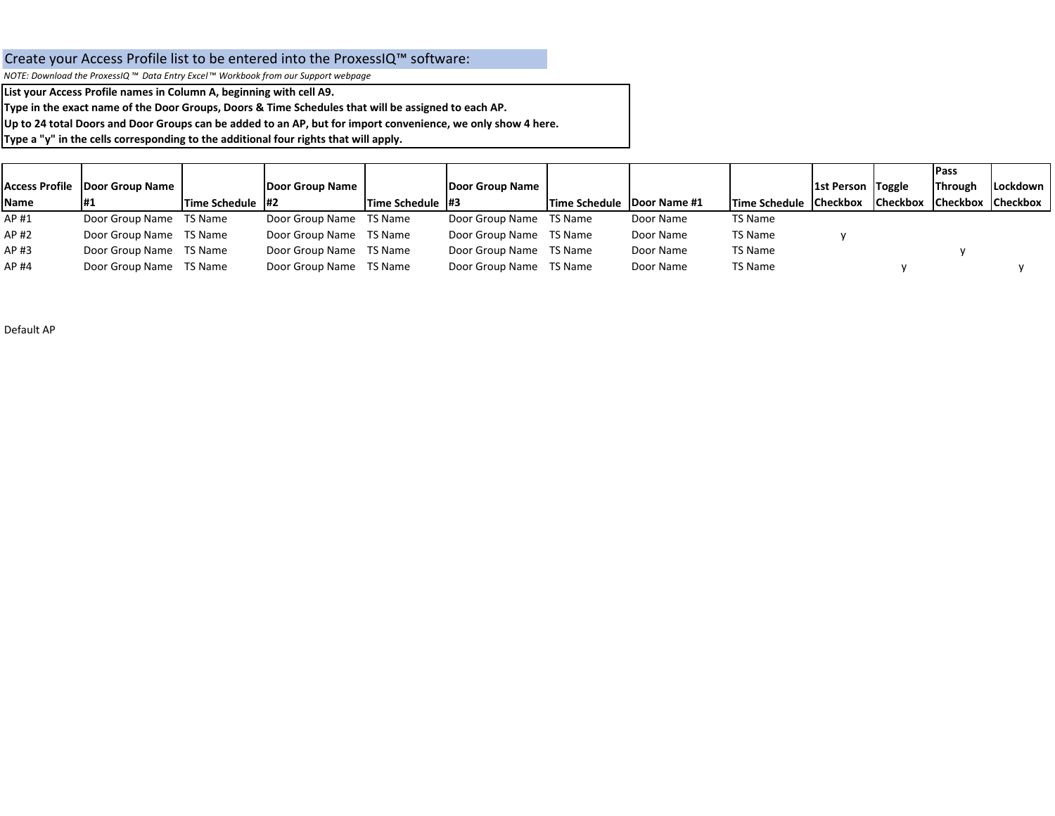## Create your Access Profile list to be entered into the ProxessIQ™ software:

*NOTE: Download the ProxessIQ ™ Data Entry Excel™ Workbook from our Support webpage*

**List your Access Profile names in Column A, beginning with cell A9.**
**Type in the exact name of the Door Groups, Doors & Time Schedules that will be assigned to each AP.**
**Up to 24 total Doors and Door Groups can be added to an AP, but for import convenience, we only show 4 here.**
**Type a "y" in the cells corresponding to the additional four rights that will apply.**

| Access Profile Name | Door Group Name #1 | Time Schedule | Door Group Name #2 | Time Schedule | Door Group Name #3 | Time Schedule | Door Name #1 | Time Schedule | 1st Person Checkbox | Toggle Checkbox | Pass Through Checkbox | Lockdown Checkbox |
|---|---|---|---|---|---|---|---|---|---|---|---|---|
| AP #1 | Door Group Name | TS Name | Door Group Name | TS Name | Door Group Name | TS Name | Door Name | TS Name | | | | |
| AP #2 | Door Group Name | TS Name | Door Group Name | TS Name | Door Group Name | TS Name | Door Name | TS Name | y | | | |
| AP #3 | Door Group Name | TS Name | Door Group Name | TS Name | Door Group Name | TS Name | Door Name | TS Name | | | y | |
| AP #4 | Door Group Name | TS Name | Door Group Name | TS Name | Door Group Name | TS Name | Door Name | TS Name | | y | | y |

Default AP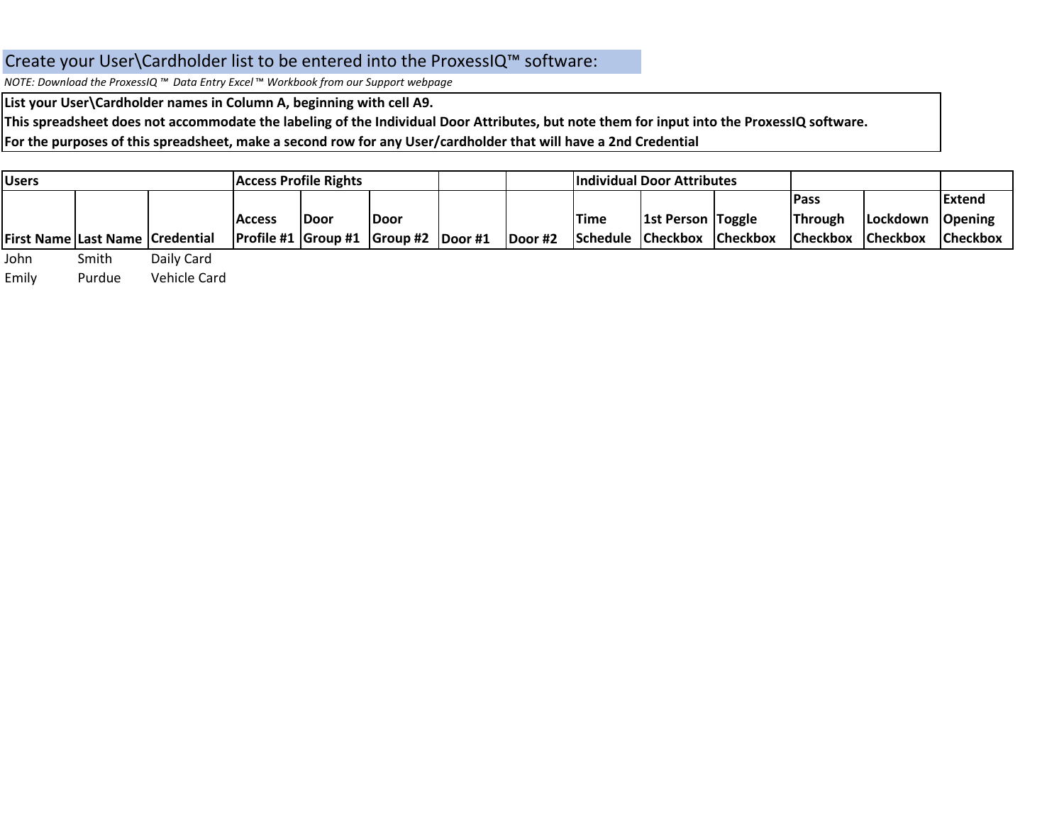## Create your User\Cardholder list to be entered into the ProxessIQ™ software:

*NOTE: Download the ProxessIQ ™ Data Entry Excel™ Workbook from our Support webpage*

**List your User\Cardholder names in Column A, beginning with cell A9.**
**This spreadsheet does not accommodate the labeling of the Individual Door Attributes, but note them for input into the ProxessIQ software.**
**For the purposes of this spreadsheet, make a second row for any User/cardholder that will have a 2nd Credential**

| Users | | | Access Profile Rights | | | | | Individual Door Attributes | | | | | |
|---|---|---|---|---|---|---|---|---|---|---|---|---|---|
| **First Name** | **Last Name** | **Credential** | **Access Profile #1** | **Door Group #1** | **Door Group #2** | **Door #1** | **Door #2** | **Time Schedule** | **1st Person Checkbox** | **Toggle Checkbox** | **Pass Through Checkbox** | **Lockdown Checkbox** | **Extend Opening Checkbox** |
| John | Smith | Daily Card | | | | | | | | | | | |
| Emily | Purdue | Vehicle Card | | | | | | | | | | | |